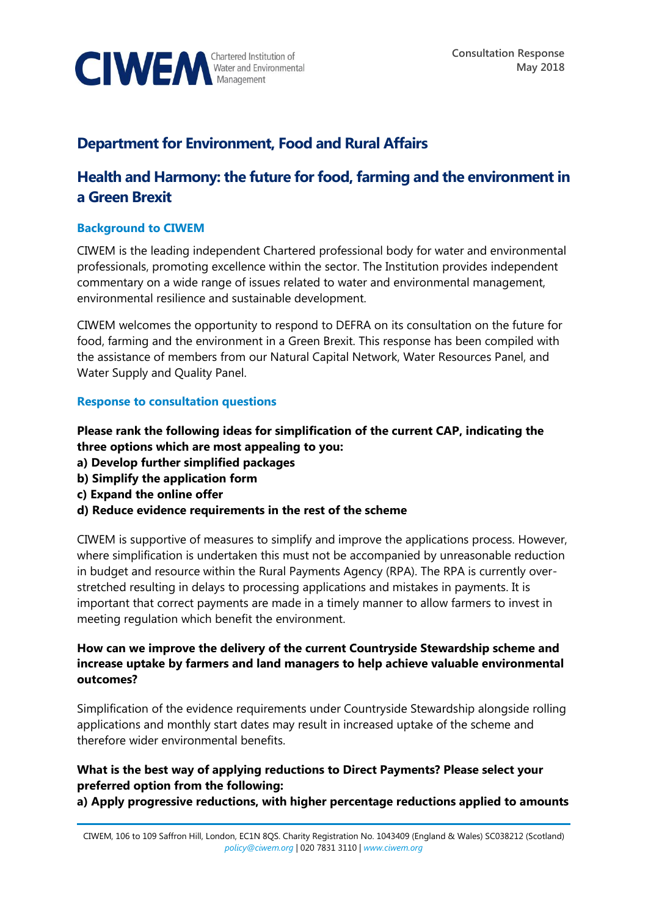CIWEM Chartered Institution of Water and Environmental Management

Consultation Response
May 2018

## Department for Environment, Food and Rural Affairs

## Health and Harmony: the future for food, farming and the environment in a Green Brexit

### Background to CIWEM

CIWEM is the leading independent Chartered professional body for water and environmental professionals, promoting excellence within the sector. The Institution provides independent commentary on a wide range of issues related to water and environmental management, environmental resilience and sustainable development.

CIWEM welcomes the opportunity to respond to DEFRA on its consultation on the future for food, farming and the environment in a Green Brexit. This response has been compiled with the assistance of members from our Natural Capital Network, Water Resources Panel, and Water Supply and Quality Panel.

### Response to consultation questions

**Please rank the following ideas for simplification of the current CAP, indicating the three options which are most appealing to you:**
**a) Develop further simplified packages**
**b) Simplify the application form**
**c) Expand the online offer**
**d) Reduce evidence requirements in the rest of the scheme**

CIWEM is supportive of measures to simplify and improve the applications process. However, where simplification is undertaken this must not be accompanied by unreasonable reduction in budget and resource within the Rural Payments Agency (RPA). The RPA is currently over-stretched resulting in delays to processing applications and mistakes in payments. It is important that correct payments are made in a timely manner to allow farmers to invest in meeting regulation which benefit the environment.

**How can we improve the delivery of the current Countryside Stewardship scheme and increase uptake by farmers and land managers to help achieve valuable environmental outcomes?**

Simplification of the evidence requirements under Countryside Stewardship alongside rolling applications and monthly start dates may result in increased uptake of the scheme and therefore wider environmental benefits.

**What is the best way of applying reductions to Direct Payments? Please select your preferred option from the following:**
**a) Apply progressive reductions, with higher percentage reductions applied to amounts**

CIWEM, 106 to 109 Saffron Hill, London, EC1N 8QS. Charity Registration No. 1043409 (England & Wales) SC038212 (Scotland)
*policy@ciwem.org* | 020 7831 3110 | *www.ciwem.org*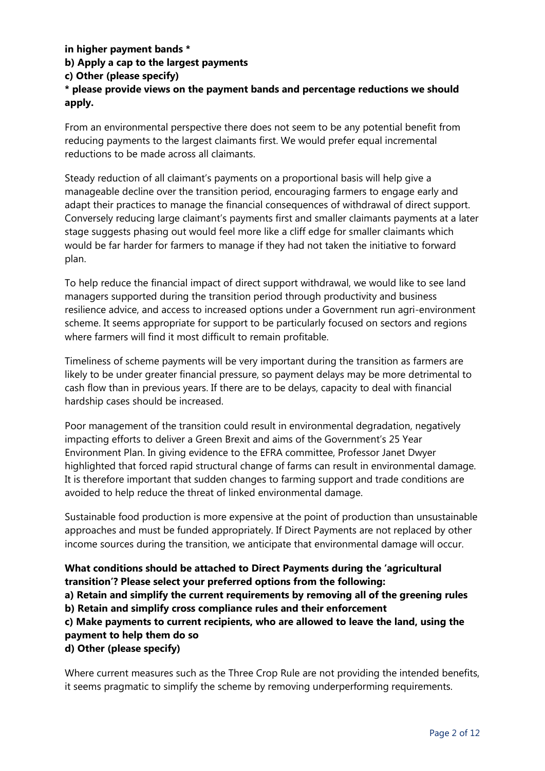**in higher payment bands \***
**b) Apply a cap to the largest payments**
**c) Other (please specify)**
**\* please provide views on the payment bands and percentage reductions we should apply.**

From an environmental perspective there does not seem to be any potential benefit from reducing payments to the largest claimants first. We would prefer equal incremental reductions to be made across all claimants.

Steady reduction of all claimant's payments on a proportional basis will help give a manageable decline over the transition period, encouraging farmers to engage early and adapt their practices to manage the financial consequences of withdrawal of direct support. Conversely reducing large claimant's payments first and smaller claimants payments at a later stage suggests phasing out would feel more like a cliff edge for smaller claimants which would be far harder for farmers to manage if they had not taken the initiative to forward plan.

To help reduce the financial impact of direct support withdrawal, we would like to see land managers supported during the transition period through productivity and business resilience advice, and access to increased options under a Government run agri-environment scheme. It seems appropriate for support to be particularly focused on sectors and regions where farmers will find it most difficult to remain profitable.

Timeliness of scheme payments will be very important during the transition as farmers are likely to be under greater financial pressure, so payment delays may be more detrimental to cash flow than in previous years. If there are to be delays, capacity to deal with financial hardship cases should be increased.

Poor management of the transition could result in environmental degradation, negatively impacting efforts to deliver a Green Brexit and aims of the Government's 25 Year Environment Plan. In giving evidence to the EFRA committee, Professor Janet Dwyer highlighted that forced rapid structural change of farms can result in environmental damage. It is therefore important that sudden changes to farming support and trade conditions are avoided to help reduce the threat of linked environmental damage.

Sustainable food production is more expensive at the point of production than unsustainable approaches and must be funded appropriately. If Direct Payments are not replaced by other income sources during the transition, we anticipate that environmental damage will occur.

**What conditions should be attached to Direct Payments during the 'agricultural transition'? Please select your preferred options from the following:**
**a) Retain and simplify the current requirements by removing all of the greening rules**
**b) Retain and simplify cross compliance rules and their enforcement**
**c) Make payments to current recipients, who are allowed to leave the land, using the payment to help them do so**
**d) Other (please specify)**

Where current measures such as the Three Crop Rule are not providing the intended benefits, it seems pragmatic to simplify the scheme by removing underperforming requirements.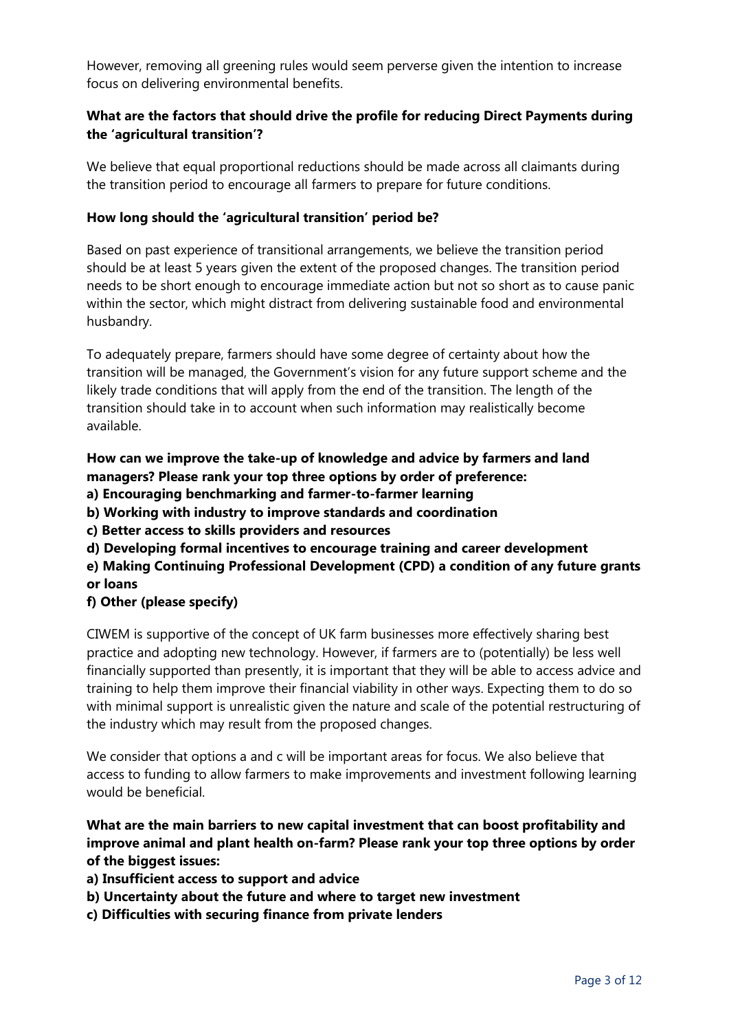However, removing all greening rules would seem perverse given the intention to increase focus on delivering environmental benefits.

**What are the factors that should drive the profile for reducing Direct Payments during the 'agricultural transition'?**

We believe that equal proportional reductions should be made across all claimants during the transition period to encourage all farmers to prepare for future conditions.

**How long should the 'agricultural transition' period be?**

Based on past experience of transitional arrangements, we believe the transition period should be at least 5 years given the extent of the proposed changes. The transition period needs to be short enough to encourage immediate action but not so short as to cause panic within the sector, which might distract from delivering sustainable food and environmental husbandry.

To adequately prepare, farmers should have some degree of certainty about how the transition will be managed, the Government's vision for any future support scheme and the likely trade conditions that will apply from the end of the transition. The length of the transition should take in to account when such information may realistically become available.

**How can we improve the take-up of knowledge and advice by farmers and land managers? Please rank your top three options by order of preference:**
**a) Encouraging benchmarking and farmer-to-farmer learning**
**b) Working with industry to improve standards and coordination**
**c) Better access to skills providers and resources**
**d) Developing formal incentives to encourage training and career development**
**e) Making Continuing Professional Development (CPD) a condition of any future grants or loans**
**f) Other (please specify)**

CIWEM is supportive of the concept of UK farm businesses more effectively sharing best practice and adopting new technology. However, if farmers are to (potentially) be less well financially supported than presently, it is important that they will be able to access advice and training to help them improve their financial viability in other ways. Expecting them to do so with minimal support is unrealistic given the nature and scale of the potential restructuring of the industry which may result from the proposed changes.

We consider that options a and c will be important areas for focus. We also believe that access to funding to allow farmers to make improvements and investment following learning would be beneficial.

**What are the main barriers to new capital investment that can boost profitability and improve animal and plant health on-farm? Please rank your top three options by order of the biggest issues:**
**a) Insufficient access to support and advice**
**b) Uncertainty about the future and where to target new investment**
**c) Difficulties with securing finance from private lenders**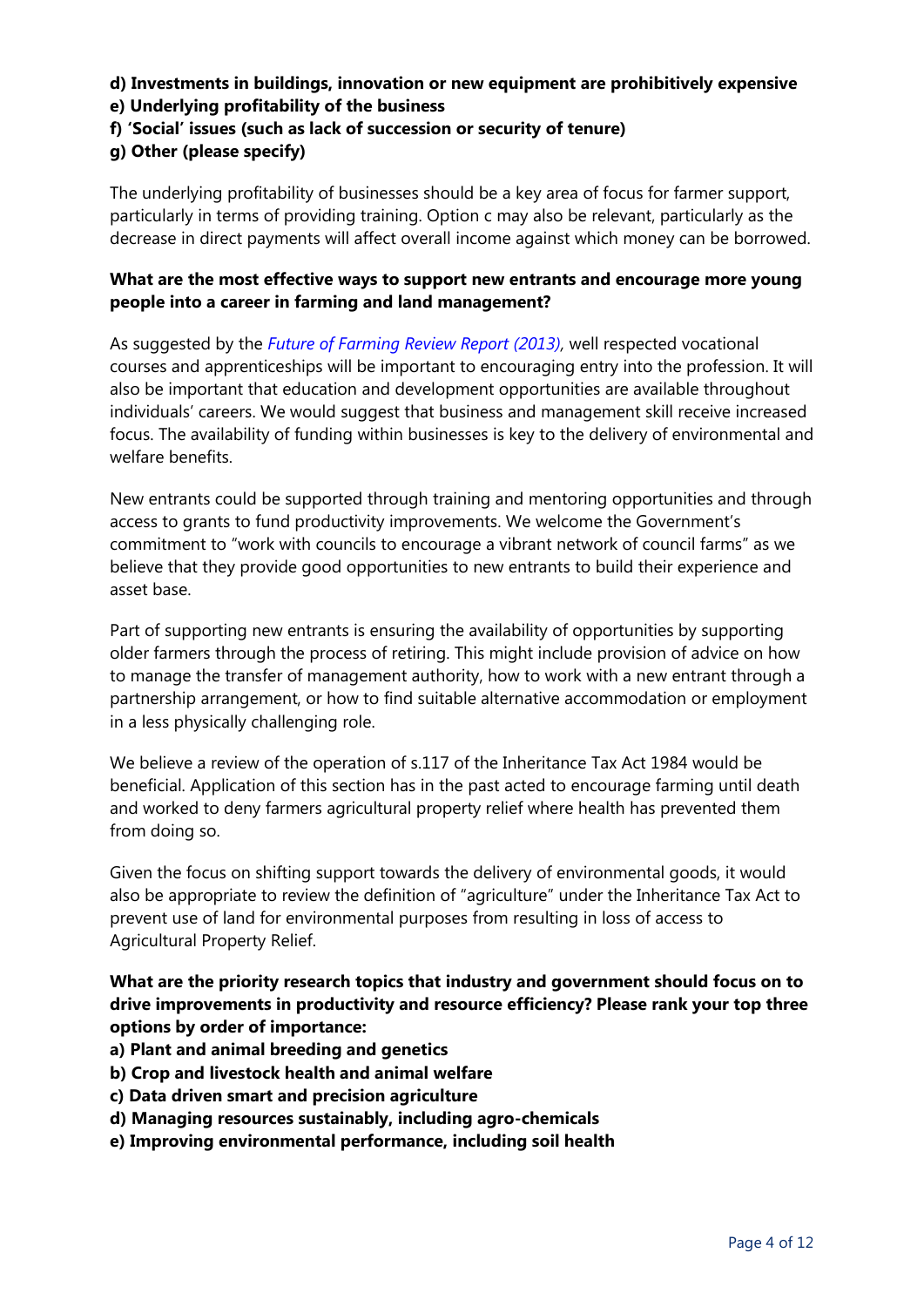**d) Investments in buildings, innovation or new equipment are prohibitively expensive**
**e) Underlying profitability of the business**
**f) 'Social' issues (such as lack of succession or security of tenure)**
**g) Other (please specify)**

The underlying profitability of businesses should be a key area of focus for farmer support, particularly in terms of providing training. Option c may also be relevant, particularly as the decrease in direct payments will affect overall income against which money can be borrowed.

**What are the most effective ways to support new entrants and encourage more young people into a career in farming and land management?**

As suggested by the *Future of Farming Review Report (2013),* well respected vocational courses and apprenticeships will be important to encouraging entry into the profession. It will also be important that education and development opportunities are available throughout individuals' careers. We would suggest that business and management skill receive increased focus. The availability of funding within businesses is key to the delivery of environmental and welfare benefits.

New entrants could be supported through training and mentoring opportunities and through access to grants to fund productivity improvements. We welcome the Government's commitment to "work with councils to encourage a vibrant network of council farms" as we believe that they provide good opportunities to new entrants to build their experience and asset base.

Part of supporting new entrants is ensuring the availability of opportunities by supporting older farmers through the process of retiring. This might include provision of advice on how to manage the transfer of management authority, how to work with a new entrant through a partnership arrangement, or how to find suitable alternative accommodation or employment in a less physically challenging role.

We believe a review of the operation of s.117 of the Inheritance Tax Act 1984 would be beneficial. Application of this section has in the past acted to encourage farming until death and worked to deny farmers agricultural property relief where health has prevented them from doing so.

Given the focus on shifting support towards the delivery of environmental goods, it would also be appropriate to review the definition of "agriculture" under the Inheritance Tax Act to prevent use of land for environmental purposes from resulting in loss of access to Agricultural Property Relief.

**What are the priority research topics that industry and government should focus on to drive improvements in productivity and resource efficiency? Please rank your top three options by order of importance:**
**a) Plant and animal breeding and genetics**
**b) Crop and livestock health and animal welfare**
**c) Data driven smart and precision agriculture**
**d) Managing resources sustainably, including agro-chemicals**
**e) Improving environmental performance, including soil health**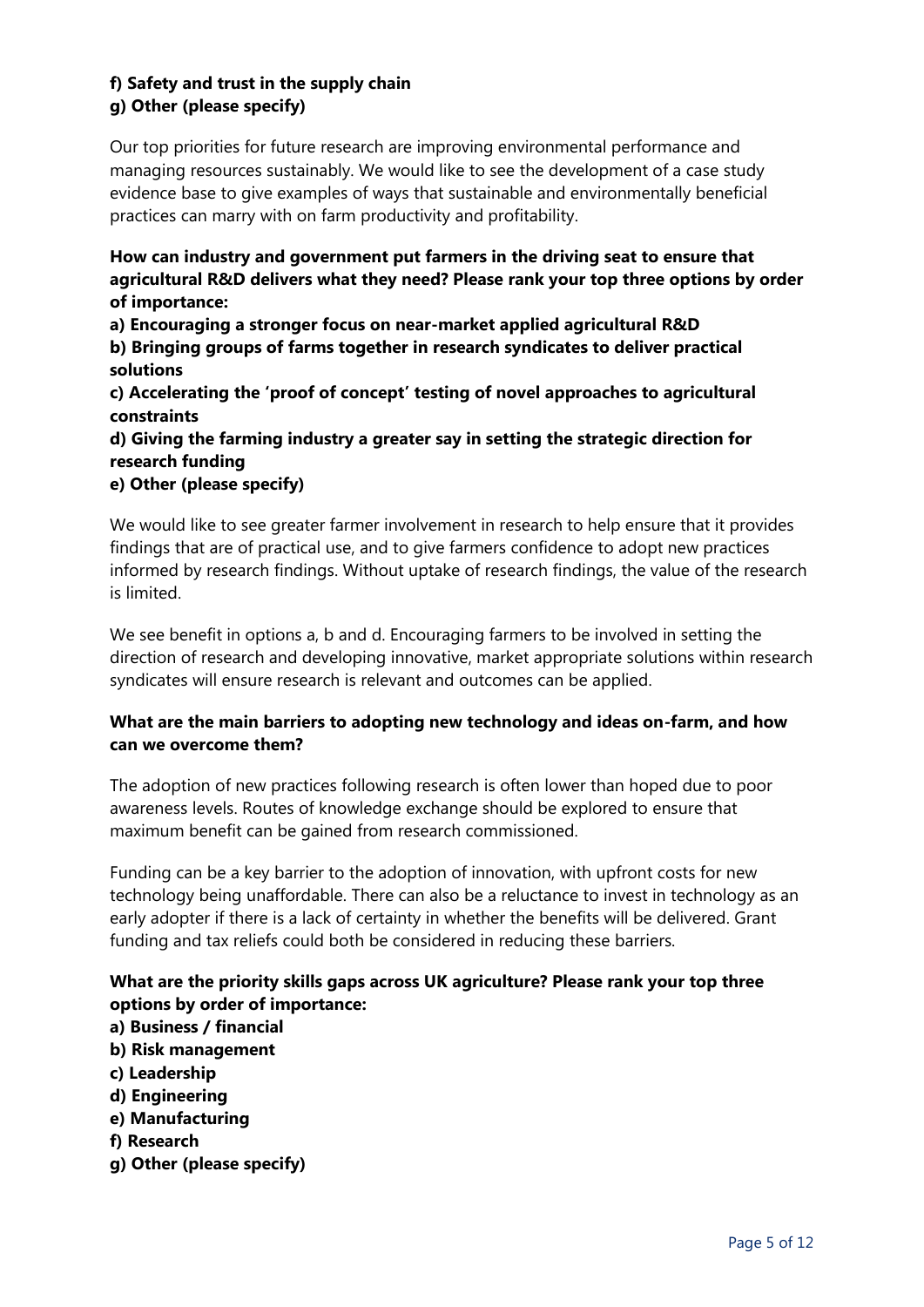**f) Safety and trust in the supply chain**
**g) Other (please specify)**

Our top priorities for future research are improving environmental performance and managing resources sustainably. We would like to see the development of a case study evidence base to give examples of ways that sustainable and environmentally beneficial practices can marry with on farm productivity and profitability.

**How can industry and government put farmers in the driving seat to ensure that agricultural R&D delivers what they need? Please rank your top three options by order of importance:**

**a) Encouraging a stronger focus on near-market applied agricultural R&D**
**b) Bringing groups of farms together in research syndicates to deliver practical solutions**
**c) Accelerating the 'proof of concept' testing of novel approaches to agricultural constraints**
**d) Giving the farming industry a greater say in setting the strategic direction for research funding**
**e) Other (please specify)**

We would like to see greater farmer involvement in research to help ensure that it provides findings that are of practical use, and to give farmers confidence to adopt new practices informed by research findings. Without uptake of research findings, the value of the research is limited.

We see benefit in options a, b and d. Encouraging farmers to be involved in setting the direction of research and developing innovative, market appropriate solutions within research syndicates will ensure research is relevant and outcomes can be applied.

**What are the main barriers to adopting new technology and ideas on-farm, and how can we overcome them?**

The adoption of new practices following research is often lower than hoped due to poor awareness levels. Routes of knowledge exchange should be explored to ensure that maximum benefit can be gained from research commissioned.

Funding can be a key barrier to the adoption of innovation, with upfront costs for new technology being unaffordable. There can also be a reluctance to invest in technology as an early adopter if there is a lack of certainty in whether the benefits will be delivered. Grant funding and tax reliefs could both be considered in reducing these barriers.

**What are the priority skills gaps across UK agriculture? Please rank your top three options by order of importance:**

**a) Business / financial**
**b) Risk management**
**c) Leadership**
**d) Engineering**
**e) Manufacturing**
**f) Research**
**g) Other (please specify)**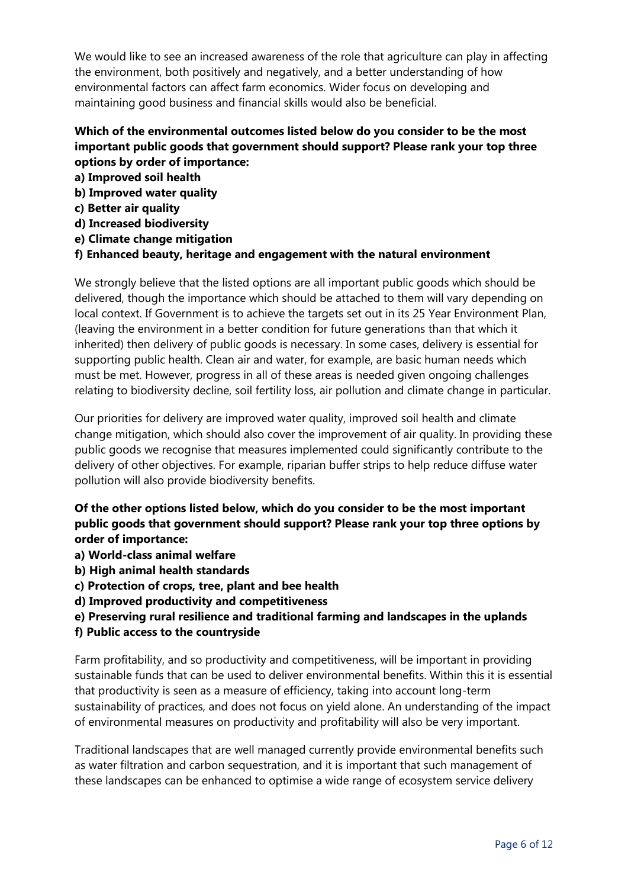We would like to see an increased awareness of the role that agriculture can play in affecting the environment, both positively and negatively, and a better understanding of how environmental factors can affect farm economics. Wider focus on developing and maintaining good business and financial skills would also be beneficial.

**Which of the environmental outcomes listed below do you consider to be the most important public goods that government should support? Please rank your top three options by order of importance:**

**a) Improved soil health**
**b) Improved water quality**
**c) Better air quality**
**d) Increased biodiversity**
**e) Climate change mitigation**
**f) Enhanced beauty, heritage and engagement with the natural environment**

We strongly believe that the listed options are all important public goods which should be delivered, though the importance which should be attached to them will vary depending on local context. If Government is to achieve the targets set out in its 25 Year Environment Plan, (leaving the environment in a better condition for future generations than that which it inherited) then delivery of public goods is necessary. In some cases, delivery is essential for supporting public health. Clean air and water, for example, are basic human needs which must be met. However, progress in all of these areas is needed given ongoing challenges relating to biodiversity decline, soil fertility loss, air pollution and climate change in particular.

Our priorities for delivery are improved water quality, improved soil health and climate change mitigation, which should also cover the improvement of air quality. In providing these public goods we recognise that measures implemented could significantly contribute to the delivery of other objectives. For example, riparian buffer strips to help reduce diffuse water pollution will also provide biodiversity benefits.

**Of the other options listed below, which do you consider to be the most important public goods that government should support? Please rank your top three options by order of importance:**

**a) World-class animal welfare**
**b) High animal health standards**
**c) Protection of crops, tree, plant and bee health**
**d) Improved productivity and competitiveness**
**e) Preserving rural resilience and traditional farming and landscapes in the uplands**
**f) Public access to the countryside**

Farm profitability, and so productivity and competitiveness, will be important in providing sustainable funds that can be used to deliver environmental benefits. Within this it is essential that productivity is seen as a measure of efficiency, taking into account long-term sustainability of practices, and does not focus on yield alone. An understanding of the impact of environmental measures on productivity and profitability will also be very important.

Traditional landscapes that are well managed currently provide environmental benefits such as water filtration and carbon sequestration, and it is important that such management of these landscapes can be enhanced to optimise a wide range of ecosystem service delivery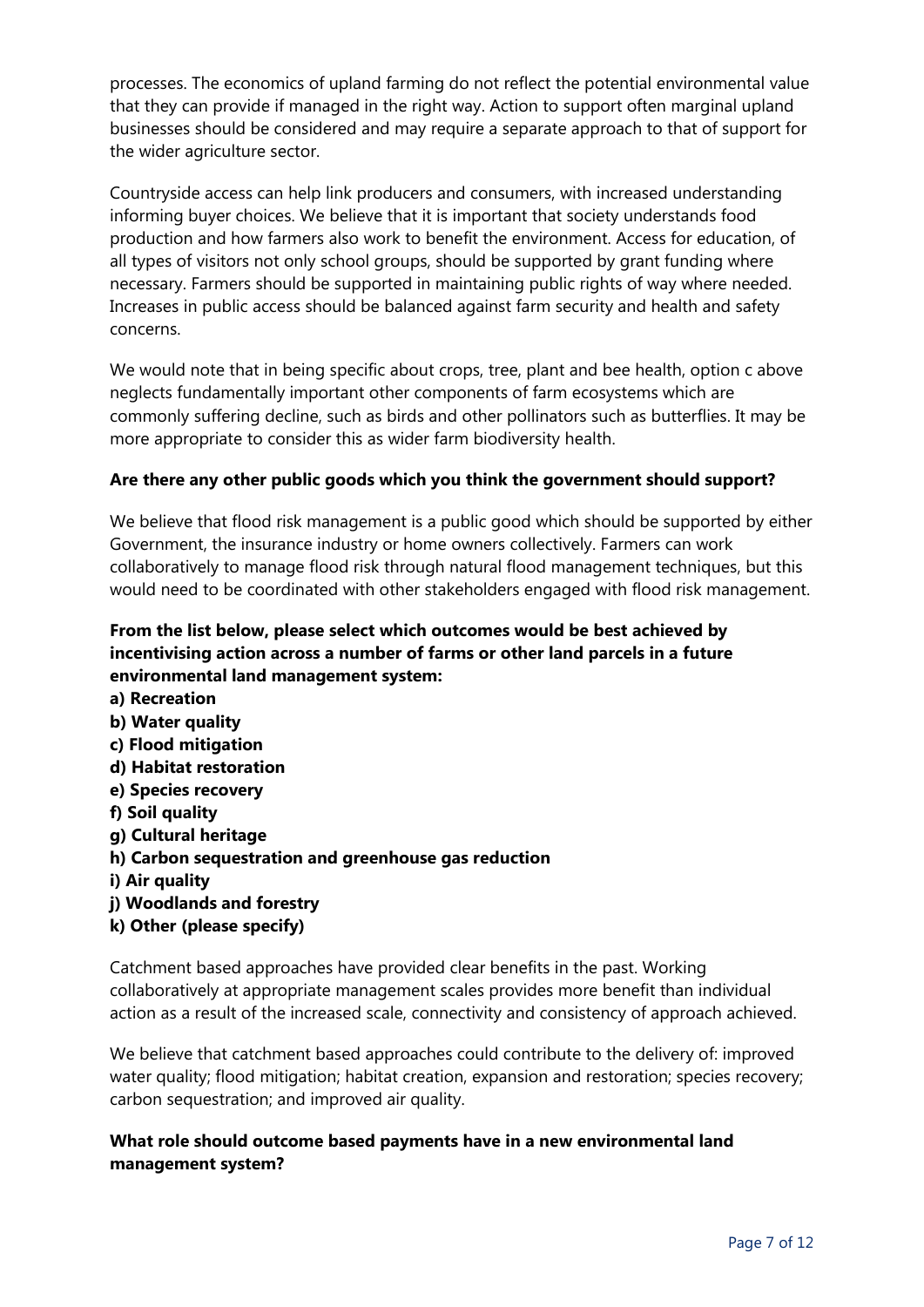processes. The economics of upland farming do not reflect the potential environmental value that they can provide if managed in the right way. Action to support often marginal upland businesses should be considered and may require a separate approach to that of support for the wider agriculture sector.

Countryside access can help link producers and consumers, with increased understanding informing buyer choices. We believe that it is important that society understands food production and how farmers also work to benefit the environment. Access for education, of all types of visitors not only school groups, should be supported by grant funding where necessary. Farmers should be supported in maintaining public rights of way where needed. Increases in public access should be balanced against farm security and health and safety concerns.

We would note that in being specific about crops, tree, plant and bee health, option c above neglects fundamentally important other components of farm ecosystems which are commonly suffering decline, such as birds and other pollinators such as butterflies. It may be more appropriate to consider this as wider farm biodiversity health.

**Are there any other public goods which you think the government should support?**

We believe that flood risk management is a public good which should be supported by either Government, the insurance industry or home owners collectively. Farmers can work collaboratively to manage flood risk through natural flood management techniques, but this would need to be coordinated with other stakeholders engaged with flood risk management.

**From the list below, please select which outcomes would be best achieved by incentivising action across a number of farms or other land parcels in a future environmental land management system:**

**a) Recreation**
**b) Water quality**
**c) Flood mitigation**
**d) Habitat restoration**
**e) Species recovery**
**f) Soil quality**
**g) Cultural heritage**
**h) Carbon sequestration and greenhouse gas reduction**
**i) Air quality**
**j) Woodlands and forestry**
**k) Other (please specify)**

Catchment based approaches have provided clear benefits in the past. Working collaboratively at appropriate management scales provides more benefit than individual action as a result of the increased scale, connectivity and consistency of approach achieved.

We believe that catchment based approaches could contribute to the delivery of: improved water quality; flood mitigation; habitat creation, expansion and restoration; species recovery; carbon sequestration; and improved air quality.

**What role should outcome based payments have in a new environmental land management system?**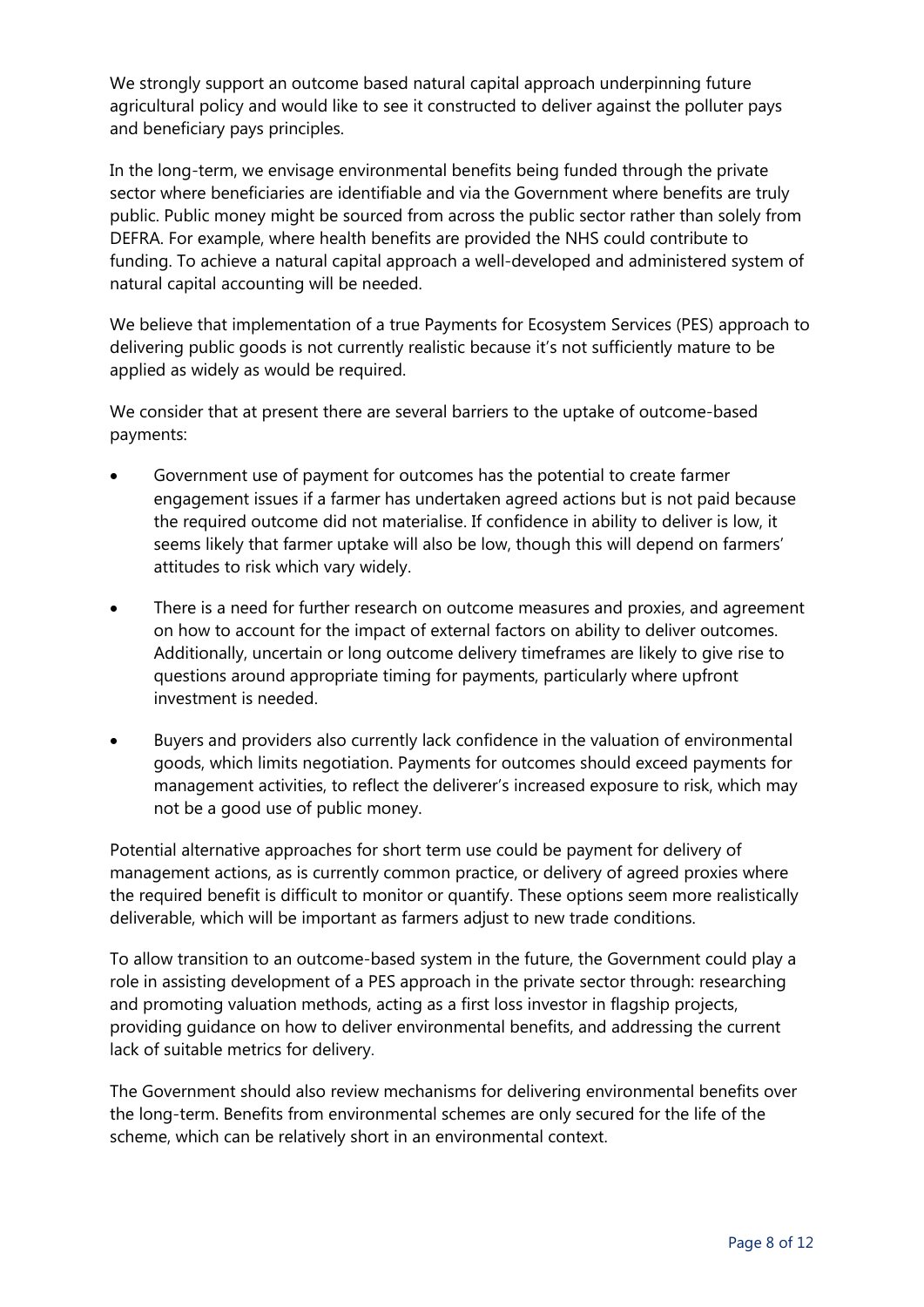We strongly support an outcome based natural capital approach underpinning future agricultural policy and would like to see it constructed to deliver against the polluter pays and beneficiary pays principles.

In the long-term, we envisage environmental benefits being funded through the private sector where beneficiaries are identifiable and via the Government where benefits are truly public. Public money might be sourced from across the public sector rather than solely from DEFRA. For example, where health benefits are provided the NHS could contribute to funding. To achieve a natural capital approach a well-developed and administered system of natural capital accounting will be needed.

We believe that implementation of a true Payments for Ecosystem Services (PES) approach to delivering public goods is not currently realistic because it's not sufficiently mature to be applied as widely as would be required.

We consider that at present there are several barriers to the uptake of outcome-based payments:

- Government use of payment for outcomes has the potential to create farmer engagement issues if a farmer has undertaken agreed actions but is not paid because the required outcome did not materialise. If confidence in ability to deliver is low, it seems likely that farmer uptake will also be low, though this will depend on farmers' attitudes to risk which vary widely.
- There is a need for further research on outcome measures and proxies, and agreement on how to account for the impact of external factors on ability to deliver outcomes. Additionally, uncertain or long outcome delivery timeframes are likely to give rise to questions around appropriate timing for payments, particularly where upfront investment is needed.
- Buyers and providers also currently lack confidence in the valuation of environmental goods, which limits negotiation. Payments for outcomes should exceed payments for management activities, to reflect the deliverer's increased exposure to risk, which may not be a good use of public money.

Potential alternative approaches for short term use could be payment for delivery of management actions, as is currently common practice, or delivery of agreed proxies where the required benefit is difficult to monitor or quantify. These options seem more realistically deliverable, which will be important as farmers adjust to new trade conditions.

To allow transition to an outcome-based system in the future, the Government could play a role in assisting development of a PES approach in the private sector through: researching and promoting valuation methods, acting as a first loss investor in flagship projects, providing guidance on how to deliver environmental benefits, and addressing the current lack of suitable metrics for delivery.

The Government should also review mechanisms for delivering environmental benefits over the long-term. Benefits from environmental schemes are only secured for the life of the scheme, which can be relatively short in an environmental context.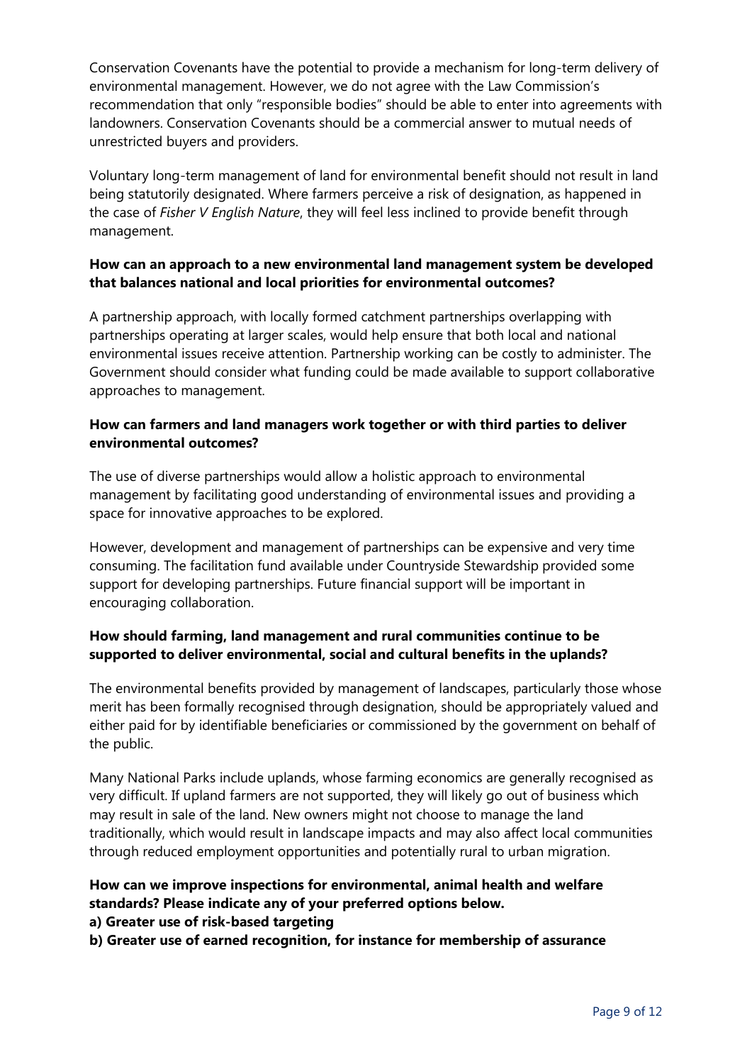Conservation Covenants have the potential to provide a mechanism for long-term delivery of environmental management. However, we do not agree with the Law Commission's recommendation that only "responsible bodies" should be able to enter into agreements with landowners. Conservation Covenants should be a commercial answer to mutual needs of unrestricted buyers and providers.

Voluntary long-term management of land for environmental benefit should not result in land being statutorily designated. Where farmers perceive a risk of designation, as happened in the case of *Fisher V English Nature*, they will feel less inclined to provide benefit through management.

**How can an approach to a new environmental land management system be developed that balances national and local priorities for environmental outcomes?**

A partnership approach, with locally formed catchment partnerships overlapping with partnerships operating at larger scales, would help ensure that both local and national environmental issues receive attention. Partnership working can be costly to administer. The Government should consider what funding could be made available to support collaborative approaches to management.

**How can farmers and land managers work together or with third parties to deliver environmental outcomes?**

The use of diverse partnerships would allow a holistic approach to environmental management by facilitating good understanding of environmental issues and providing a space for innovative approaches to be explored.

However, development and management of partnerships can be expensive and very time consuming. The facilitation fund available under Countryside Stewardship provided some support for developing partnerships. Future financial support will be important in encouraging collaboration.

**How should farming, land management and rural communities continue to be supported to deliver environmental, social and cultural benefits in the uplands?**

The environmental benefits provided by management of landscapes, particularly those whose merit has been formally recognised through designation, should be appropriately valued and either paid for by identifiable beneficiaries or commissioned by the government on behalf of the public.

Many National Parks include uplands, whose farming economics are generally recognised as very difficult. If upland farmers are not supported, they will likely go out of business which may result in sale of the land. New owners might not choose to manage the land traditionally, which would result in landscape impacts and may also affect local communities through reduced employment opportunities and potentially rural to urban migration.

**How can we improve inspections for environmental, animal health and welfare standards? Please indicate any of your preferred options below.**

**a) Greater use of risk-based targeting**

**b) Greater use of earned recognition, for instance for membership of assurance**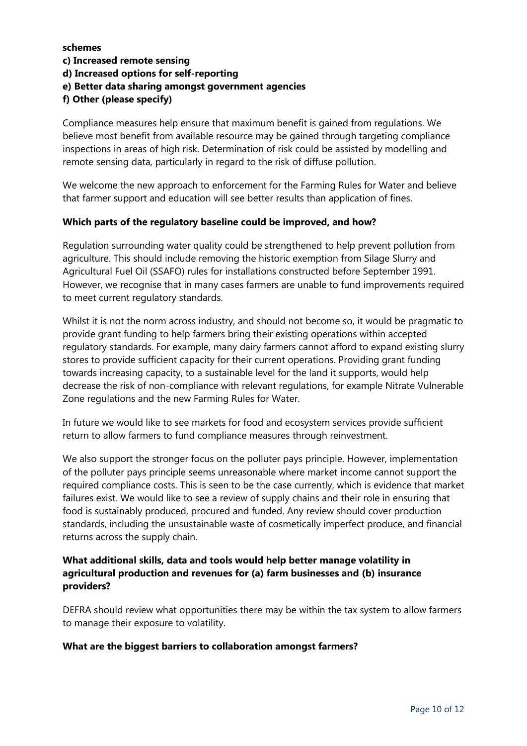**schemes**

**c) Increased remote sensing**

**d) Increased options for self-reporting**

**e) Better data sharing amongst government agencies**

**f) Other (please specify)**

Compliance measures help ensure that maximum benefit is gained from regulations. We believe most benefit from available resource may be gained through targeting compliance inspections in areas of high risk. Determination of risk could be assisted by modelling and remote sensing data, particularly in regard to the risk of diffuse pollution.

We welcome the new approach to enforcement for the Farming Rules for Water and believe that farmer support and education will see better results than application of fines.

**Which parts of the regulatory baseline could be improved, and how?**

Regulation surrounding water quality could be strengthened to help prevent pollution from agriculture. This should include removing the historic exemption from Silage Slurry and Agricultural Fuel Oil (SSAFO) rules for installations constructed before September 1991. However, we recognise that in many cases farmers are unable to fund improvements required to meet current regulatory standards.

Whilst it is not the norm across industry, and should not become so, it would be pragmatic to provide grant funding to help farmers bring their existing operations within accepted regulatory standards. For example, many dairy farmers cannot afford to expand existing slurry stores to provide sufficient capacity for their current operations. Providing grant funding towards increasing capacity, to a sustainable level for the land it supports, would help decrease the risk of non-compliance with relevant regulations, for example Nitrate Vulnerable Zone regulations and the new Farming Rules for Water.

In future we would like to see markets for food and ecosystem services provide sufficient return to allow farmers to fund compliance measures through reinvestment.

We also support the stronger focus on the polluter pays principle. However, implementation of the polluter pays principle seems unreasonable where market income cannot support the required compliance costs. This is seen to be the case currently, which is evidence that market failures exist. We would like to see a review of supply chains and their role in ensuring that food is sustainably produced, procured and funded. Any review should cover production standards, including the unsustainable waste of cosmetically imperfect produce, and financial returns across the supply chain.

**What additional skills, data and tools would help better manage volatility in agricultural production and revenues for (a) farm businesses and (b) insurance providers?**

DEFRA should review what opportunities there may be within the tax system to allow farmers to manage their exposure to volatility.

**What are the biggest barriers to collaboration amongst farmers?**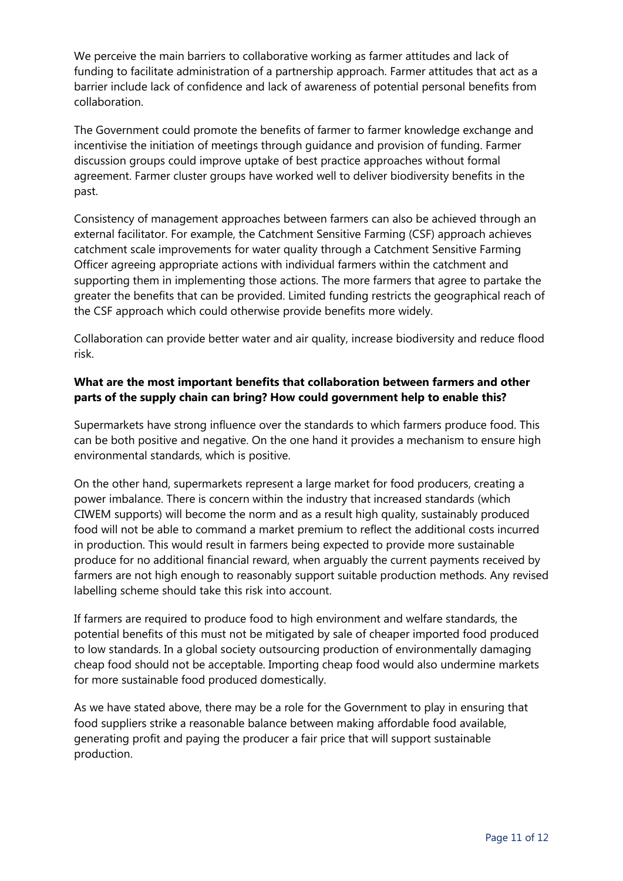We perceive the main barriers to collaborative working as farmer attitudes and lack of funding to facilitate administration of a partnership approach. Farmer attitudes that act as a barrier include lack of confidence and lack of awareness of potential personal benefits from collaboration.

The Government could promote the benefits of farmer to farmer knowledge exchange and incentivise the initiation of meetings through guidance and provision of funding. Farmer discussion groups could improve uptake of best practice approaches without formal agreement. Farmer cluster groups have worked well to deliver biodiversity benefits in the past.

Consistency of management approaches between farmers can also be achieved through an external facilitator. For example, the Catchment Sensitive Farming (CSF) approach achieves catchment scale improvements for water quality through a Catchment Sensitive Farming Officer agreeing appropriate actions with individual farmers within the catchment and supporting them in implementing those actions. The more farmers that agree to partake the greater the benefits that can be provided. Limited funding restricts the geographical reach of the CSF approach which could otherwise provide benefits more widely.

Collaboration can provide better water and air quality, increase biodiversity and reduce flood risk.

**What are the most important benefits that collaboration between farmers and other parts of the supply chain can bring? How could government help to enable this?**

Supermarkets have strong influence over the standards to which farmers produce food. This can be both positive and negative. On the one hand it provides a mechanism to ensure high environmental standards, which is positive.

On the other hand, supermarkets represent a large market for food producers, creating a power imbalance. There is concern within the industry that increased standards (which CIWEM supports) will become the norm and as a result high quality, sustainably produced food will not be able to command a market premium to reflect the additional costs incurred in production. This would result in farmers being expected to provide more sustainable produce for no additional financial reward, when arguably the current payments received by farmers are not high enough to reasonably support suitable production methods. Any revised labelling scheme should take this risk into account.

If farmers are required to produce food to high environment and welfare standards, the potential benefits of this must not be mitigated by sale of cheaper imported food produced to low standards. In a global society outsourcing production of environmentally damaging cheap food should not be acceptable. Importing cheap food would also undermine markets for more sustainable food produced domestically.

As we have stated above, there may be a role for the Government to play in ensuring that food suppliers strike a reasonable balance between making affordable food available, generating profit and paying the producer a fair price that will support sustainable production.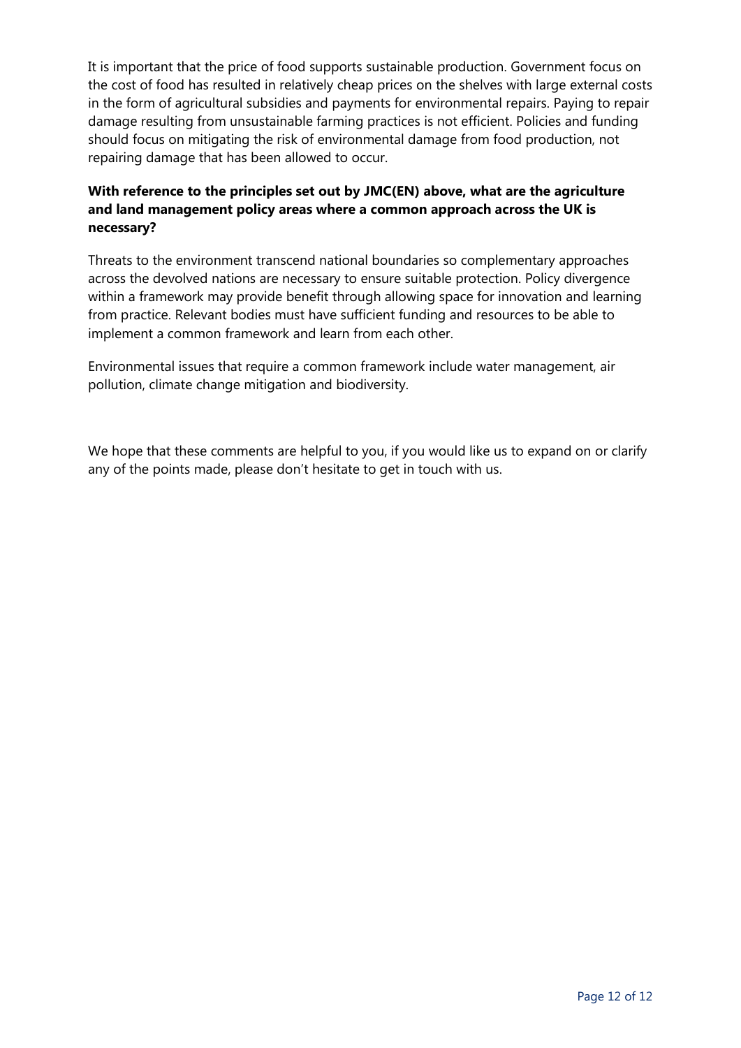It is important that the price of food supports sustainable production. Government focus on the cost of food has resulted in relatively cheap prices on the shelves with large external costs in the form of agricultural subsidies and payments for environmental repairs. Paying to repair damage resulting from unsustainable farming practices is not efficient. Policies and funding should focus on mitigating the risk of environmental damage from food production, not repairing damage that has been allowed to occur.

**With reference to the principles set out by JMC(EN) above, what are the agriculture and land management policy areas where a common approach across the UK is necessary?**

Threats to the environment transcend national boundaries so complementary approaches across the devolved nations are necessary to ensure suitable protection. Policy divergence within a framework may provide benefit through allowing space for innovation and learning from practice. Relevant bodies must have sufficient funding and resources to be able to implement a common framework and learn from each other.

Environmental issues that require a common framework include water management, air pollution, climate change mitigation and biodiversity.

We hope that these comments are helpful to you, if you would like us to expand on or clarify any of the points made, please don't hesitate to get in touch with us.